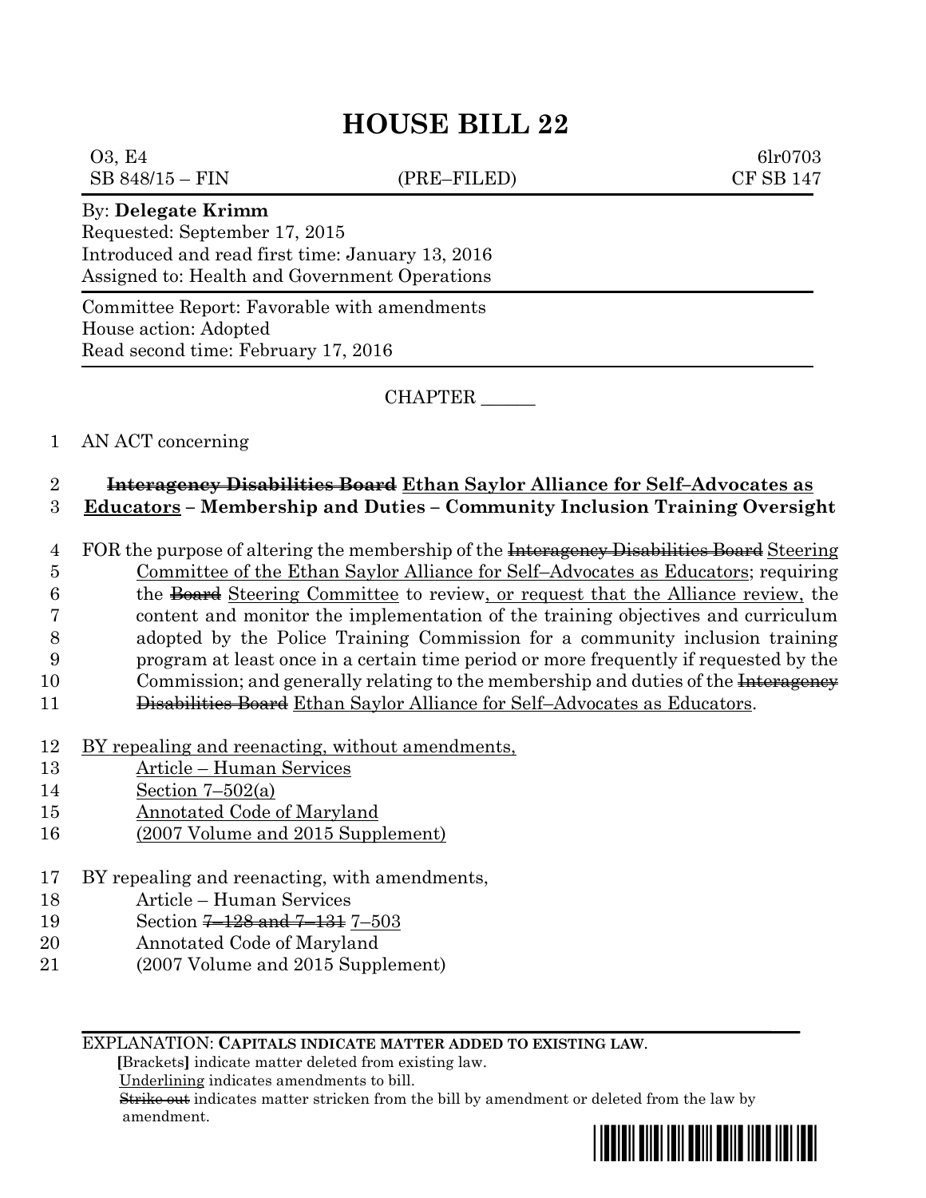# HOUSE BILL 22

O3, E4 6lr0703
SB 848/15 – FIN (PRE–FILED) CF SB 147

By: **Delegate Krimm**
Requested: September 17, 2015
Introduced and read first time: January 13, 2016
Assigned to: Health and Government Operations

Committee Report: Favorable with amendments
House action: Adopted
Read second time: February 17, 2016

CHAPTER ______

1 AN ACT concerning

2 **~~Interagency Disabilities Board~~ Ethan Saylor Alliance for Self–Advocates as**
3 **Educators – Membership and Duties – Community Inclusion Training Oversight**

4 FOR the purpose of altering the membership of the ~~Interagency Disabilities Board~~ Steering
5 Committee of the Ethan Saylor Alliance for Self–Advocates as Educators; requiring
6 the ~~Board~~ Steering Committee to review, or request that the Alliance review, the
7 content and monitor the implementation of the training objectives and curriculum
8 adopted by the Police Training Commission for a community inclusion training
9 program at least once in a certain time period or more frequently if requested by the
10 Commission; and generally relating to the membership and duties of the ~~Interagency~~
11 ~~Disabilities Board~~ Ethan Saylor Alliance for Self–Advocates as Educators.

12 BY repealing and reenacting, without amendments,
13 Article – Human Services
14 Section 7–502(a)
15 Annotated Code of Maryland
16 (2007 Volume and 2015 Supplement)

17 BY repealing and reenacting, with amendments,
18 Article – Human Services
19 Section ~~7–128 and 7–131~~ 7–503
20 Annotated Code of Maryland
21 (2007 Volume and 2015 Supplement)

EXPLANATION: **CAPITALS INDICATE MATTER ADDED TO EXISTING LAW.**
**[**Brackets**]** indicate matter deleted from existing law.
Underlining indicates amendments to bill.
~~Strike out~~ indicates matter stricken from the bill by amendment or deleted from the law by amendment.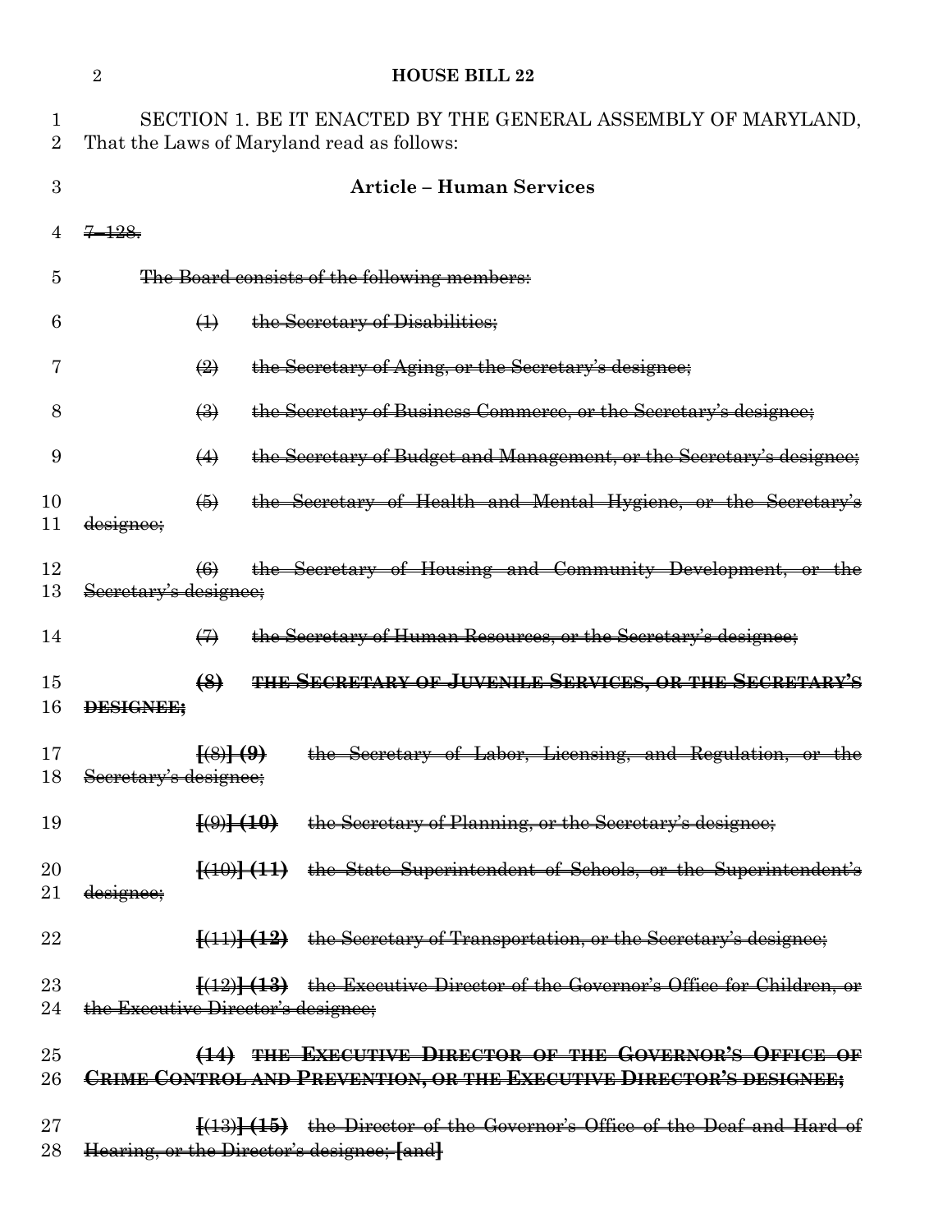SECTION 1. BE IT ENACTED BY THE GENERAL ASSEMBLY OF MARYLAND, That the Laws of Maryland read as follows:

### Article – Human Services

~~7–128.~~

~~The Board consists of the following members:~~

~~(1) the Secretary of Disabilities;~~

~~(2) the Secretary of Aging, or the Secretary's designee;~~

~~(3) the Secretary of Business Commerce, or the Secretary's designee;~~

~~(4) the Secretary of Budget and Management, or the Secretary's designee;~~

~~(5) the Secretary of Health and Mental Hygiene, or the Secretary's designee;~~

~~(6) the Secretary of Housing and Community Development, or the Secretary's designee;~~

~~(7) the Secretary of Human Resources, or the Secretary's designee;~~

~~**(8) THE SECRETARY OF JUVENILE SERVICES, OR THE SECRETARY'S DESIGNEE;**~~

~~**[**(8)**] (9)** the Secretary of Labor, Licensing, and Regulation, or the Secretary's designee;~~

~~**[**(9)**] (10)** the Secretary of Planning, or the Secretary's designee;~~

~~**[**(10)**] (11)** the State Superintendent of Schools, or the Superintendent's designee;~~

~~**[**(11)**] (12)** the Secretary of Transportation, or the Secretary's designee;~~

~~**[**(12)**] (13)** the Executive Director of the Governor's Office for Children, or the Executive Director's designee;~~

~~**(14) THE EXECUTIVE DIRECTOR OF THE GOVERNOR'S OFFICE OF CRIME CONTROL AND PREVENTION, OR THE EXECUTIVE DIRECTOR'S DESIGNEE;**~~

~~**[**(13)**] (15)** the Director of the Governor's Office of the Deaf and Hard of Hearing, or the Director's designee; **[**and**]**~~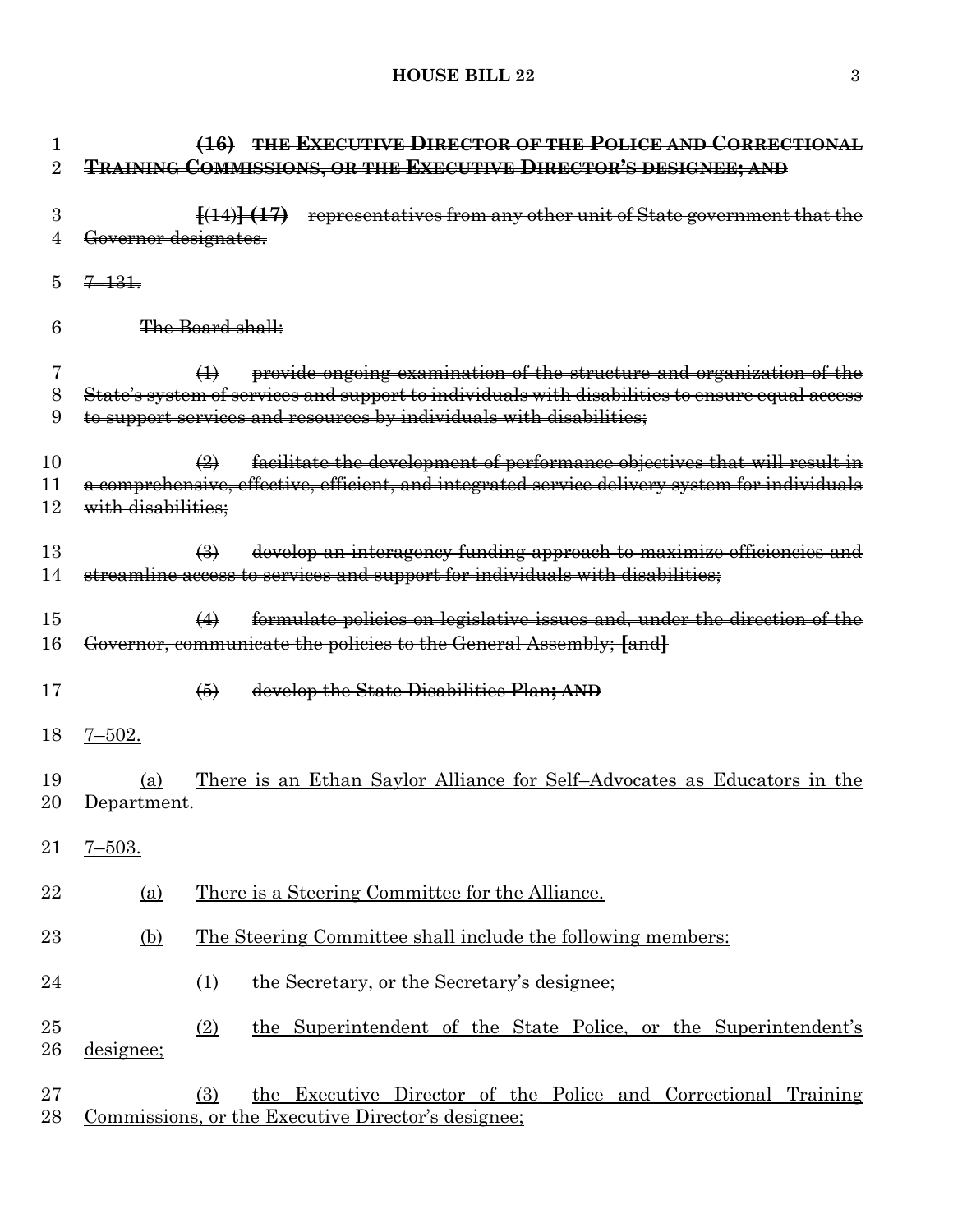~~**(16) THE EXECUTIVE DIRECTOR OF THE POLICE AND CORRECTIONAL TRAINING COMMISSIONS, OR THE EXECUTIVE DIRECTOR'S DESIGNEE; AND**~~

~~**[**(14)**] (17)** representatives from any other unit of State government that the Governor designates.~~

~~7–131.~~

~~The Board shall:~~

~~(1) provide ongoing examination of the structure and organization of the State's system of services and support to individuals with disabilities to ensure equal access to support services and resources by individuals with disabilities;~~

~~(2) facilitate the development of performance objectives that will result in a comprehensive, effective, efficient, and integrated service delivery system for individuals with disabilities;~~

~~(3) develop an interagency funding approach to maximize efficiencies and streamline access to services and support for individuals with disabilities;~~

~~(4) formulate policies on legislative issues and, under the direction of the Governor, communicate the policies to the General Assembly; **[**and**]**~~

~~(5) develop the State Disabilities Plan**; AND**~~

<u>7–502.</u>

<u>(a) There is an Ethan Saylor Alliance for Self–Advocates as Educators in the Department.</u>

<u>7–503.</u>

<u>(a) There is a Steering Committee for the Alliance.</u>

<u>(b) The Steering Committee shall include the following members:</u>

<u>(1) the Secretary, or the Secretary's designee;</u>

<u>(2) the Superintendent of the State Police, or the Superintendent's designee;</u>

<u>(3) the Executive Director of the Police and Correctional Training Commissions, or the Executive Director's designee;</u>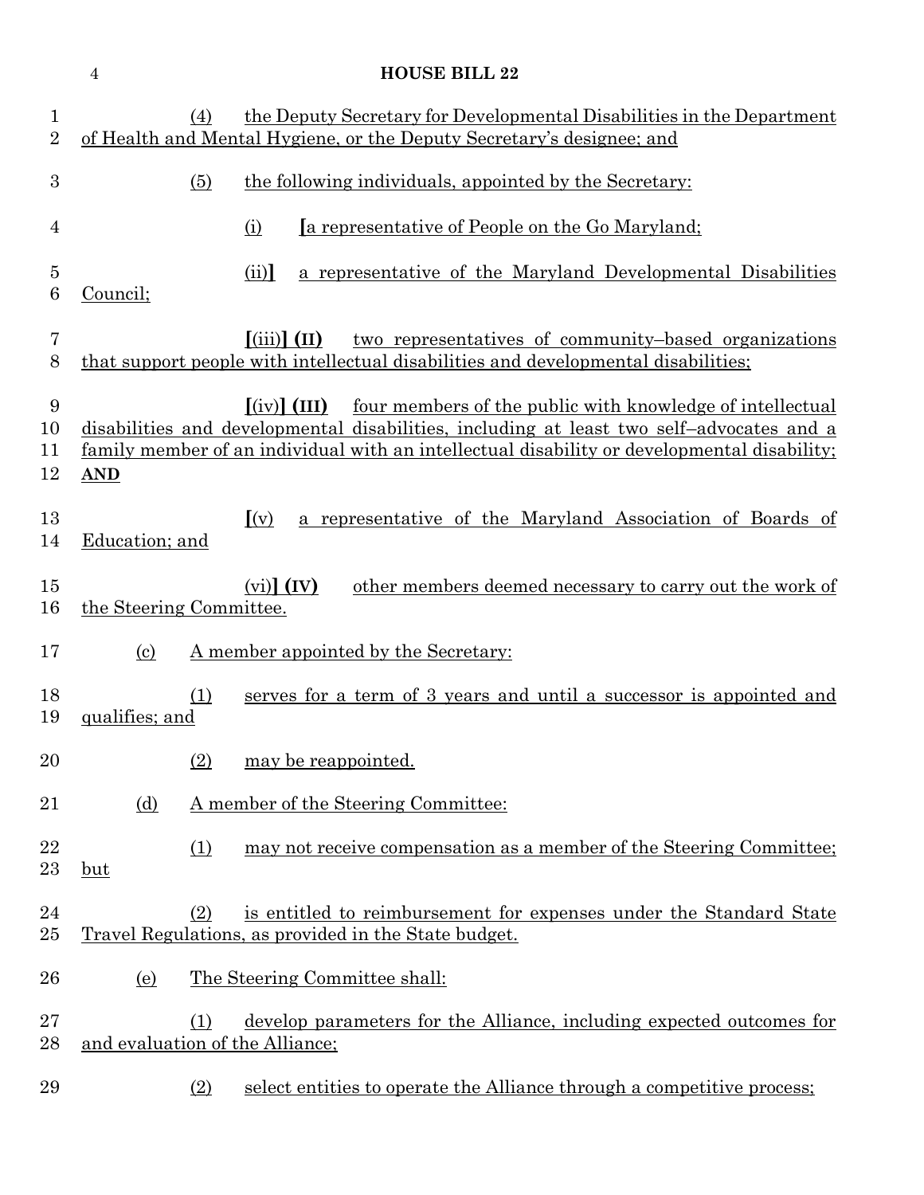(4) the Deputy Secretary for Developmental Disabilities in the Department of Health and Mental Hygiene, or the Deputy Secretary's designee; and

(5) the following individuals, appointed by the Secretary:

(i) [a representative of People on the Go Maryland;

(ii)] a representative of the Maryland Developmental Disabilities Council;

[(iii)] **(II)** two representatives of community–based organizations that support people with intellectual disabilities and developmental disabilities;

[(iv)] **(III)** four members of the public with knowledge of intellectual disabilities and developmental disabilities, including at least two self–advocates and a family member of an individual with an intellectual disability or developmental disability; **AND**

[(v) a representative of the Maryland Association of Boards of Education; and

(vi)] **(IV)** other members deemed necessary to carry out the work of the Steering Committee.

(c) A member appointed by the Secretary:

(1) serves for a term of 3 years and until a successor is appointed and qualifies; and

(2) may be reappointed.

(d) A member of the Steering Committee:

(1) may not receive compensation as a member of the Steering Committee; but

(2) is entitled to reimbursement for expenses under the Standard State Travel Regulations, as provided in the State budget.

(e) The Steering Committee shall:

(1) develop parameters for the Alliance, including expected outcomes for and evaluation of the Alliance;

(2) select entities to operate the Alliance through a competitive process;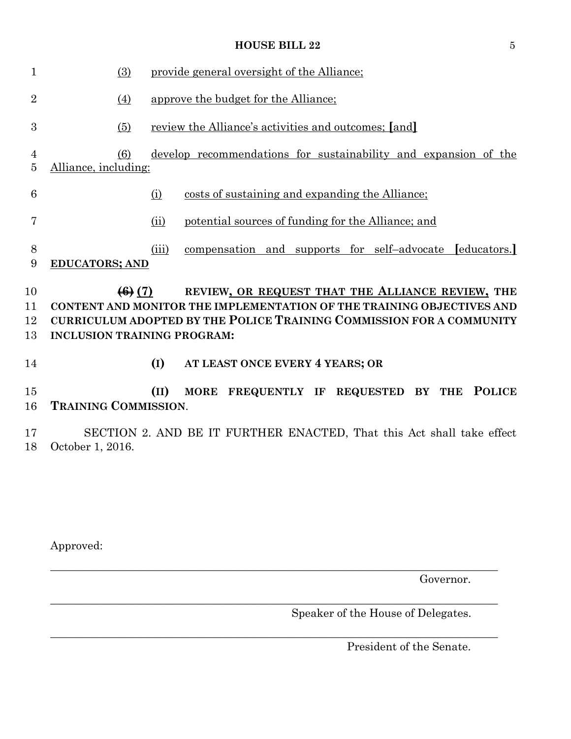(3) provide general oversight of the Alliance;

(4) approve the budget for the Alliance;

(5) review the Alliance's activities and outcomes; [and]

(6) develop recommendations for sustainability and expansion of the Alliance, including:

(i) costs of sustaining and expanding the Alliance;

(ii) potential sources of funding for the Alliance; and

(iii) compensation and supports for self–advocate [educators.] **EDUCATORS; AND**

~~**(6)**~~ **(7) REVIEW, OR REQUEST THAT THE ALLIANCE REVIEW, THE CONTENT AND MONITOR THE IMPLEMENTATION OF THE TRAINING OBJECTIVES AND CURRICULUM ADOPTED BY THE POLICE TRAINING COMMISSION FOR A COMMUNITY INCLUSION TRAINING PROGRAM:**

**(I) AT LEAST ONCE EVERY 4 YEARS; OR**

**(II) MORE FREQUENTLY IF REQUESTED BY THE POLICE TRAINING COMMISSION.**

SECTION 2. AND BE IT FURTHER ENACTED, That this Act shall take effect October 1, 2016.

Approved:

\_\_\_\_\_\_\_\_\_\_\_\_\_\_\_\_\_\_\_\_\_\_\_\_\_\_\_\_\_\_\_\_\_\_\_\_\_\_\_\_\_\_\_\_\_\_\_\_\_\_\_\_\_\_
Governor.

\_\_\_\_\_\_\_\_\_\_\_\_\_\_\_\_\_\_\_\_\_\_\_\_\_\_\_\_\_\_\_\_\_\_\_\_\_\_\_\_\_\_\_\_\_\_\_\_\_\_\_\_\_\_
Speaker of the House of Delegates.

\_\_\_\_\_\_\_\_\_\_\_\_\_\_\_\_\_\_\_\_\_\_\_\_\_\_\_\_\_\_\_\_\_\_\_\_\_\_\_\_\_\_\_\_\_\_\_\_\_\_\_\_\_\_
President of the Senate.